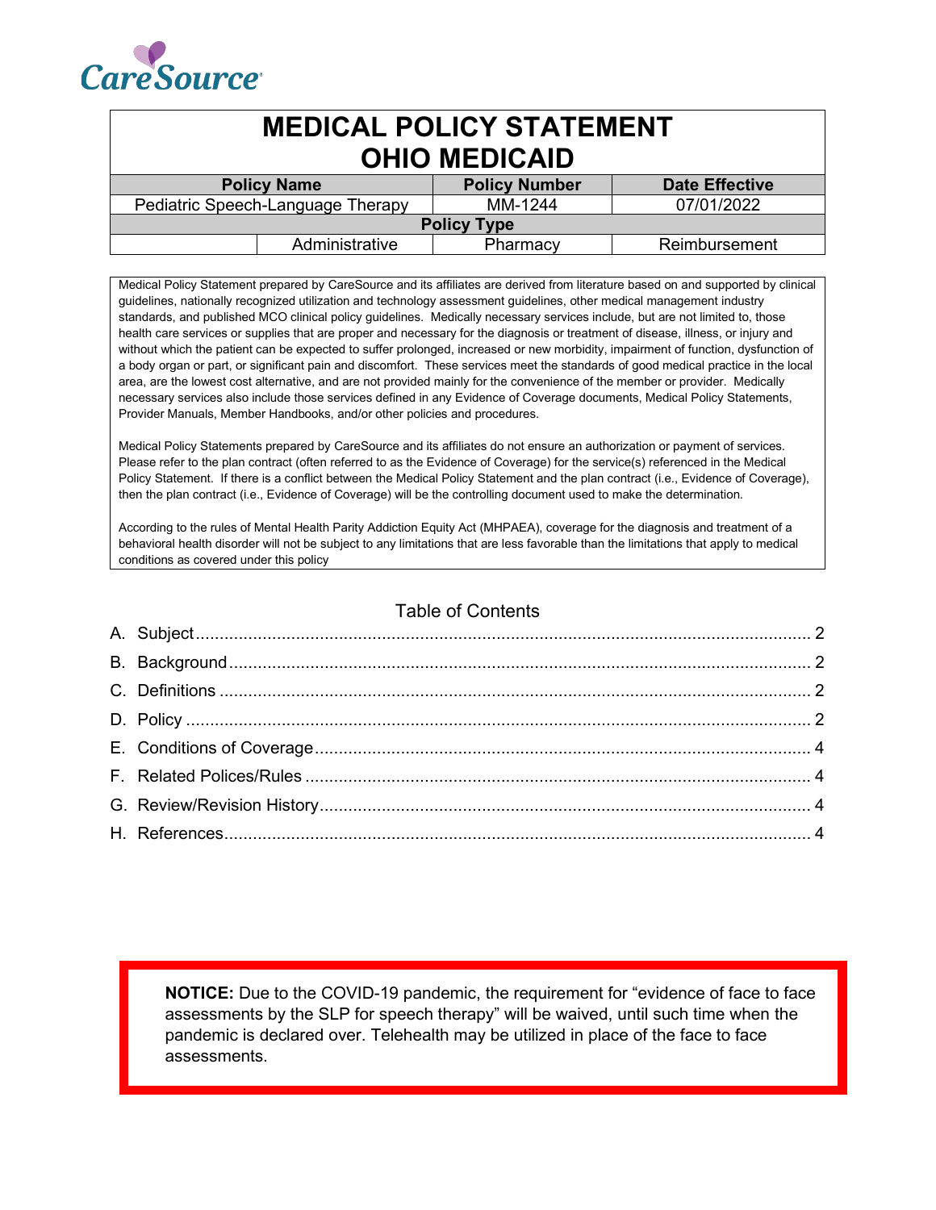CareSource

# MEDICAL POLICY STATEMENT
# OHIO MEDICAID

| Policy Name | | Policy Number | Date Effective |
|---|---|---|---|
| Pediatric Speech-Language Therapy | | MM-1244 | 07/01/2022 |
| Policy Type | | | |
| | Administrative | Pharmacy | Reimbursement |

Medical Policy Statement prepared by CareSource and its affiliates are derived from literature based on and supported by clinical guidelines, nationally recognized utilization and technology assessment guidelines, other medical management industry standards, and published MCO clinical policy guidelines. Medically necessary services include, but are not limited to, those health care services or supplies that are proper and necessary for the diagnosis or treatment of disease, illness, or injury and without which the patient can be expected to suffer prolonged, increased or new morbidity, impairment of function, dysfunction of a body organ or part, or significant pain and discomfort. These services meet the standards of good medical practice in the local area, are the lowest cost alternative, and are not provided mainly for the convenience of the member or provider. Medically necessary services also include those services defined in any Evidence of Coverage documents, Medical Policy Statements, Provider Manuals, Member Handbooks, and/or other policies and procedures.

Medical Policy Statements prepared by CareSource and its affiliates do not ensure an authorization or payment of services. Please refer to the plan contract (often referred to as the Evidence of Coverage) for the service(s) referenced in the Medical Policy Statement. If there is a conflict between the Medical Policy Statement and the plan contract (i.e., Evidence of Coverage), then the plan contract (i.e., Evidence of Coverage) will be the controlling document used to make the determination.

According to the rules of Mental Health Parity Addiction Equity Act (MHPAEA), coverage for the diagnosis and treatment of a behavioral health disorder will not be subject to any limitations that are less favorable than the limitations that apply to medical conditions as covered under this policy

## Table of Contents

A. Subject ..... 2
B. Background ..... 2
C. Definitions ..... 2
D. Policy ..... 2
E. Conditions of Coverage ..... 4
F. Related Polices/Rules ..... 4
G. Review/Revision History ..... 4
H. References ..... 4

**NOTICE:** Due to the COVID-19 pandemic, the requirement for "evidence of face to face assessments by the SLP for speech therapy" will be waived, until such time when the pandemic is declared over. Telehealth may be utilized in place of the face to face assessments.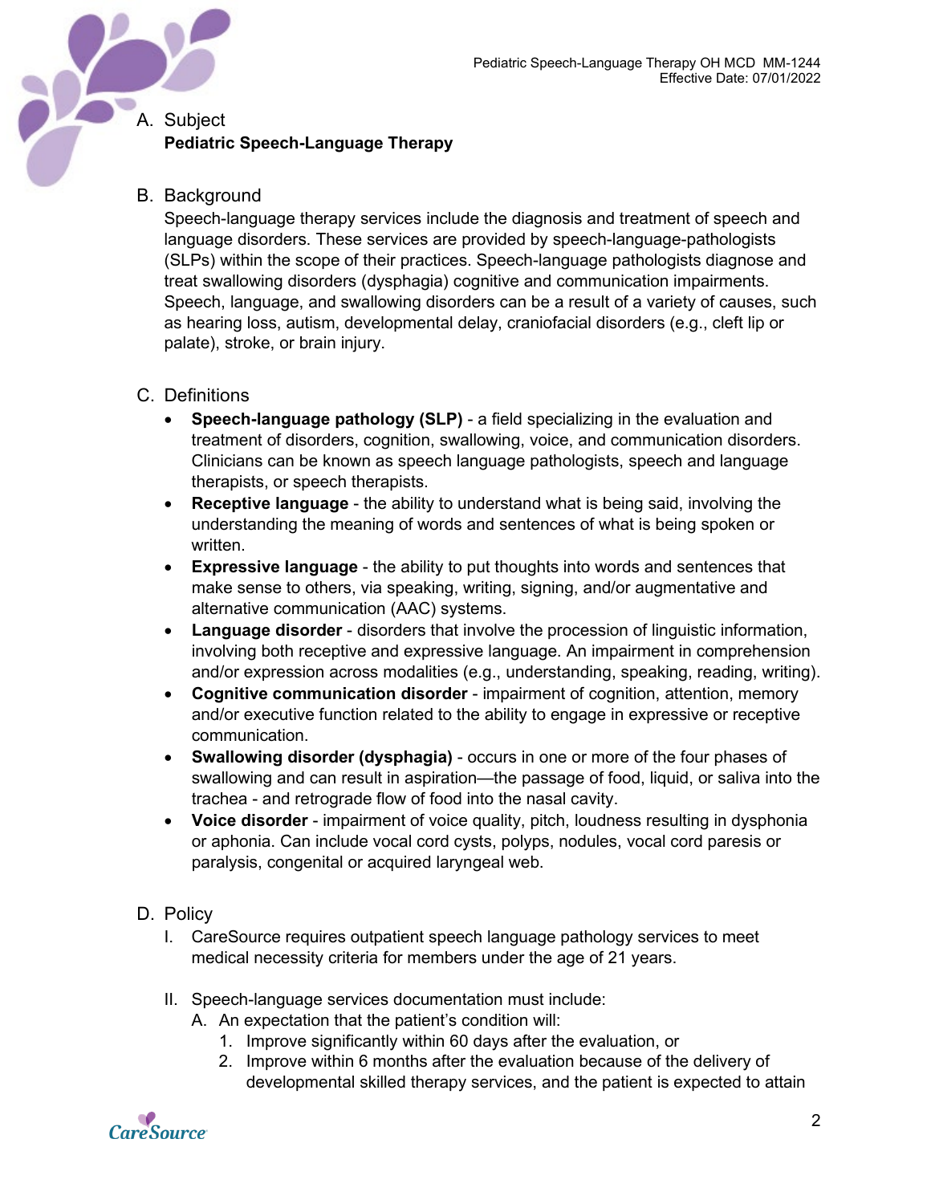A. Subject
**Pediatric Speech-Language Therapy**

B. Background
Speech-language therapy services include the diagnosis and treatment of speech and language disorders. These services are provided by speech-language-pathologists (SLPs) within the scope of their practices. Speech-language pathologists diagnose and treat swallowing disorders (dysphagia) cognitive and communication impairments. Speech, language, and swallowing disorders can be a result of a variety of causes, such as hearing loss, autism, developmental delay, craniofacial disorders (e.g., cleft lip or palate), stroke, or brain injury.

C. Definitions

- **Speech-language pathology (SLP)** - a field specializing in the evaluation and treatment of disorders, cognition, swallowing, voice, and communication disorders. Clinicians can be known as speech language pathologists, speech and language therapists, or speech therapists.
- **Receptive language** - the ability to understand what is being said, involving the understanding the meaning of words and sentences of what is being spoken or written.
- **Expressive language** - the ability to put thoughts into words and sentences that make sense to others, via speaking, writing, signing, and/or augmentative and alternative communication (AAC) systems.
- **Language disorder** - disorders that involve the procession of linguistic information, involving both receptive and expressive language. An impairment in comprehension and/or expression across modalities (e.g., understanding, speaking, reading, writing).
- **Cognitive communication disorder** - impairment of cognition, attention, memory and/or executive function related to the ability to engage in expressive or receptive communication.
- **Swallowing disorder (dysphagia)** - occurs in one or more of the four phases of swallowing and can result in aspiration—the passage of food, liquid, or saliva into the trachea - and retrograde flow of food into the nasal cavity.
- **Voice disorder** - impairment of voice quality, pitch, loudness resulting in dysphonia or aphonia. Can include vocal cord cysts, polyps, nodules, vocal cord paresis or paralysis, congenital or acquired laryngeal web.

D. Policy

I. CareSource requires outpatient speech language pathology services to meet medical necessity criteria for members under the age of 21 years.

II. Speech-language services documentation must include:
   A. An expectation that the patient's condition will:
      1. Improve significantly within 60 days after the evaluation, or
      2. Improve within 6 months after the evaluation because of the delivery of developmental skilled therapy services, and the patient is expected to attain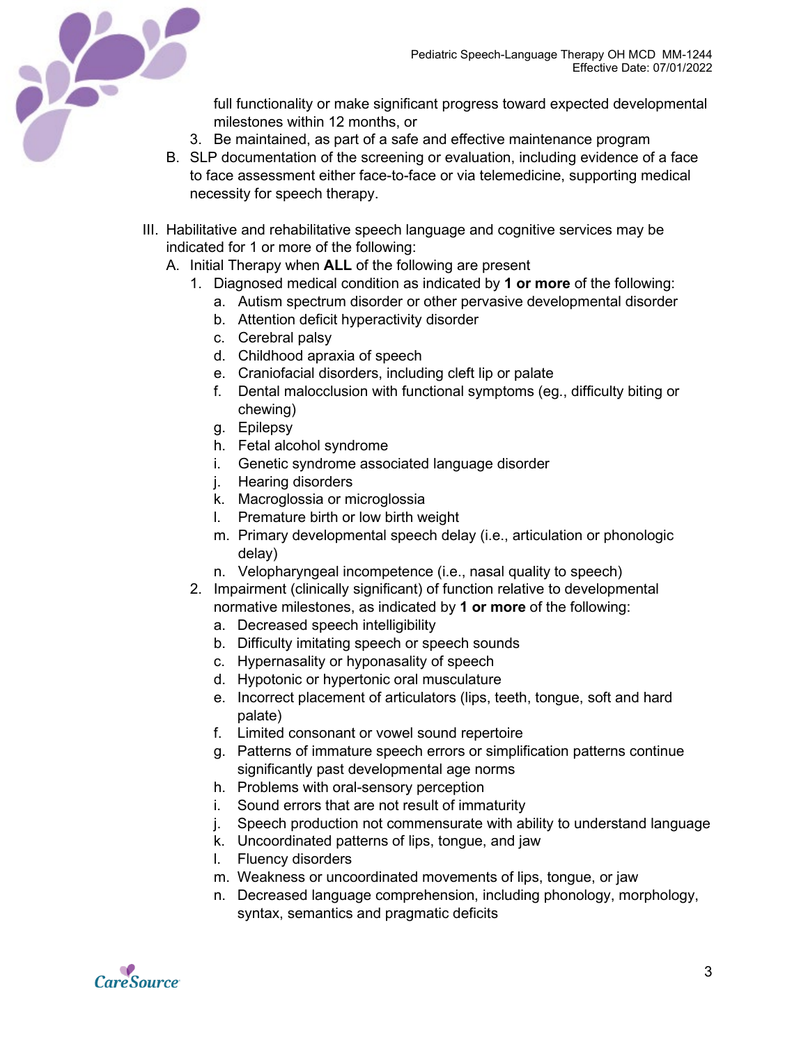full functionality or make significant progress toward expected developmental milestones within 12 months, or
3. Be maintained, as part of a safe and effective maintenance program

B. SLP documentation of the screening or evaluation, including evidence of a face to face assessment either face-to-face or via telemedicine, supporting medical necessity for speech therapy.

III. Habilitative and rehabilitative speech language and cognitive services may be indicated for 1 or more of the following:
   A. Initial Therapy when **ALL** of the following are present
      1. Diagnosed medical condition as indicated by **1 or more** of the following:
         a. Autism spectrum disorder or other pervasive developmental disorder
         b. Attention deficit hyperactivity disorder
         c. Cerebral palsy
         d. Childhood apraxia of speech
         e. Craniofacial disorders, including cleft lip or palate
         f. Dental malocclusion with functional symptoms (eg., difficulty biting or chewing)
         g. Epilepsy
         h. Fetal alcohol syndrome
         i. Genetic syndrome associated language disorder
         j. Hearing disorders
         k. Macroglossia or microglossia
         l. Premature birth or low birth weight
         m. Primary developmental speech delay (i.e., articulation or phonologic delay)
         n. Velopharyngeal incompetence (i.e., nasal quality to speech)
      2. Impairment (clinically significant) of function relative to developmental normative milestones, as indicated by **1 or more** of the following:
         a. Decreased speech intelligibility
         b. Difficulty imitating speech or speech sounds
         c. Hypernasality or hyponasality of speech
         d. Hypotonic or hypertonic oral musculature
         e. Incorrect placement of articulators (lips, teeth, tongue, soft and hard palate)
         f. Limited consonant or vowel sound repertoire
         g. Patterns of immature speech errors or simplification patterns continue significantly past developmental age norms
         h. Problems with oral-sensory perception
         i. Sound errors that are not result of immaturity
         j. Speech production not commensurate with ability to understand language
         k. Uncoordinated patterns of lips, tongue, and jaw
         l. Fluency disorders
         m. Weakness or uncoordinated movements of lips, tongue, or jaw
         n. Decreased language comprehension, including phonology, morphology, syntax, semantics and pragmatic deficits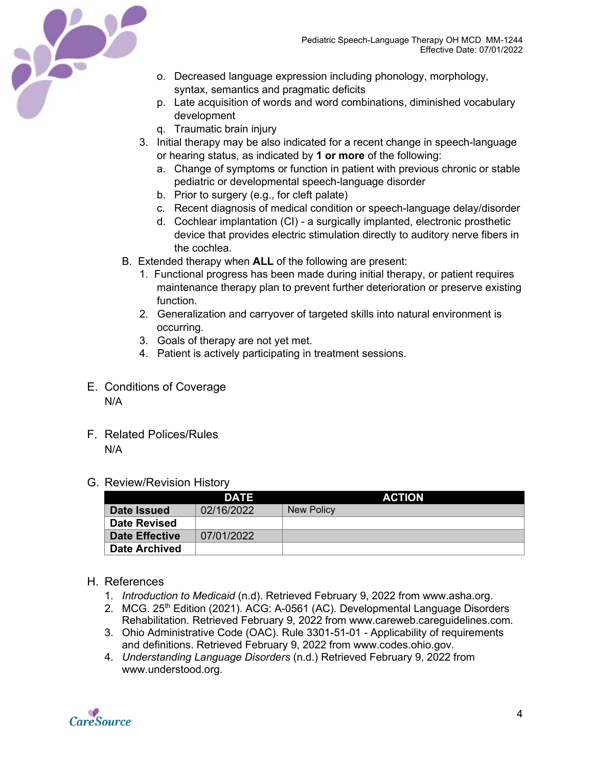o. Decreased language expression including phonology, morphology, syntax, semantics and pragmatic deficits
   p. Late acquisition of words and word combinations, diminished vocabulary development
   q. Traumatic brain injury
3. Initial therapy may be also indicated for a recent change in speech-language or hearing status, as indicated by **1 or more** of the following:
   a. Change of symptoms or function in patient with previous chronic or stable pediatric or developmental speech-language disorder
   b. Prior to surgery (e.g., for cleft palate)
   c. Recent diagnosis of medical condition or speech-language delay/disorder
   d. Cochlear implantation (CI) - a surgically implanted, electronic prosthetic device that provides electric stimulation directly to auditory nerve fibers in the cochlea.

B. Extended therapy when **ALL** of the following are present:
   1. Functional progress has been made during initial therapy, or patient requires maintenance therapy plan to prevent further deterioration or preserve existing function.
   2. Generalization and carryover of targeted skills into natural environment is occurring.
   3. Goals of therapy are not yet met.
   4. Patient is actively participating in treatment sessions.

## E. Conditions of Coverage

N/A

## F. Related Polices/Rules

N/A

## G. Review/Revision History

| | DATE | ACTION |
|---|---|---|
| **Date Issued** | 02/16/2022 | New Policy |
| **Date Revised** | | |
| **Date Effective** | 07/01/2022 | |
| **Date Archived** | | |

## H. References

1. *Introduction to Medicaid* (n.d). Retrieved February 9, 2022 from www.asha.org.
2. MCG. 25th Edition (2021). ACG: A-0561 (AC). Developmental Language Disorders Rehabilitation. Retrieved February 9, 2022 from www.careweb.careguidelines.com.
3. Ohio Administrative Code (OAC). Rule 3301-51-01 - Applicability of requirements and definitions. Retrieved February 9, 2022 from www.codes.ohio.gov.
4. *Understanding Language Disorders* (n.d.) Retrieved February 9, 2022 from www.understood.org.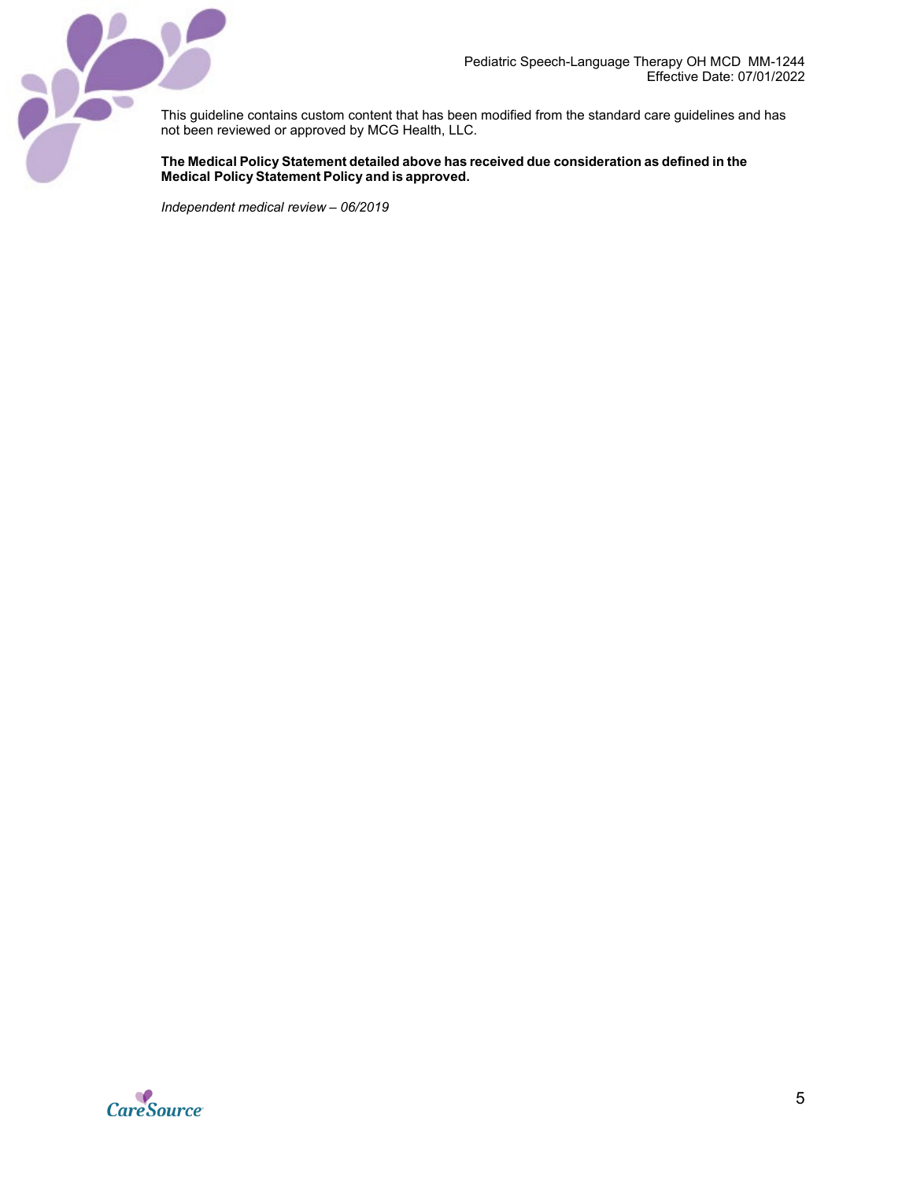This guideline contains custom content that has been modified from the standard care guidelines and has not been reviewed or approved by MCG Health, LLC.

**The Medical Policy Statement detailed above has received due consideration as defined in the Medical Policy Statement Policy and is approved.**

*Independent medical review – 06/2019*